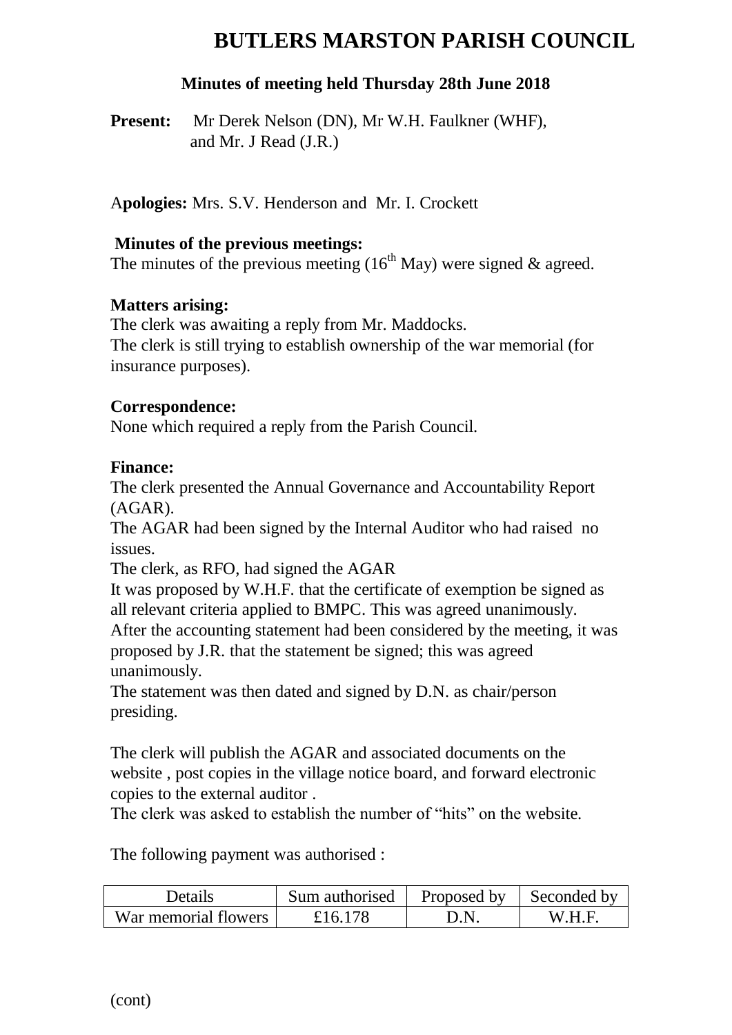# BUTLERS MARSTON PARISH COUNCIL

## Minutes of meeting held Thursday 28th June 2018

**Present:** Mr Derek Nelson (DN), Mr W.H. Faulkner (WHF), and Mr. J Read (J.R.)

**Apologies:** Mrs. S.V. Henderson and Mr. I. Crockett

**Minutes of the previous meetings:**
The minutes of the previous meeting (16th May) were signed & agreed.

**Matters arising:**
The clerk was awaiting a reply from Mr. Maddocks.
The clerk is still trying to establish ownership of the war memorial (for insurance purposes).

**Correspondence:**
None which required a reply from the Parish Council.

**Finance:**
The clerk presented the Annual Governance and Accountability Report (AGAR).
The AGAR had been signed by the Internal Auditor who had raised no issues.
The clerk, as RFO, had signed the AGAR
It was proposed by W.H.F. that the certificate of exemption be signed as all relevant criteria applied to BMPC. This was agreed unanimously.
After the accounting statement had been considered by the meeting, it was proposed by J.R. that the statement be signed; this was agreed unanimously.
The statement was then dated and signed by D.N. as chair/person presiding.

The clerk will publish the AGAR and associated documents on the website , post copies in the village notice board, and forward electronic copies to the external auditor .
The clerk was asked to establish the number of "hits" on the website.

The following payment was authorised :

| Details | Sum authorised | Proposed by | Seconded by |
|---|---|---|---|
| War memorial flowers | £16.178 | D.N. | W.H.F. |

(cont)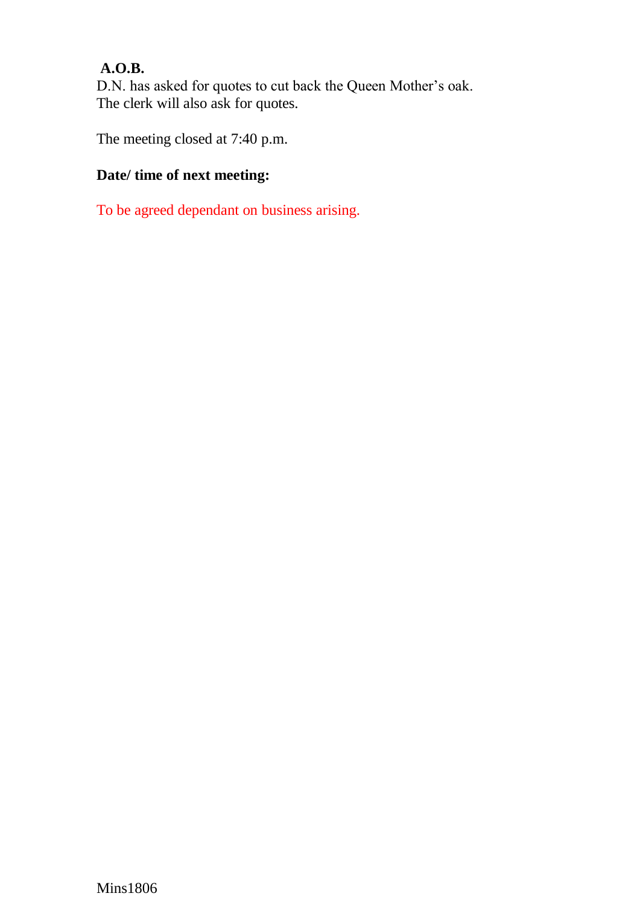**A.O.B.**

D.N. has asked for quotes to cut back the Queen Mother's oak.
The clerk will also ask for quotes.

The meeting closed at 7:40 p.m.

**Date/ time of next meeting:**

To be agreed dependant on business arising.

Mins1806